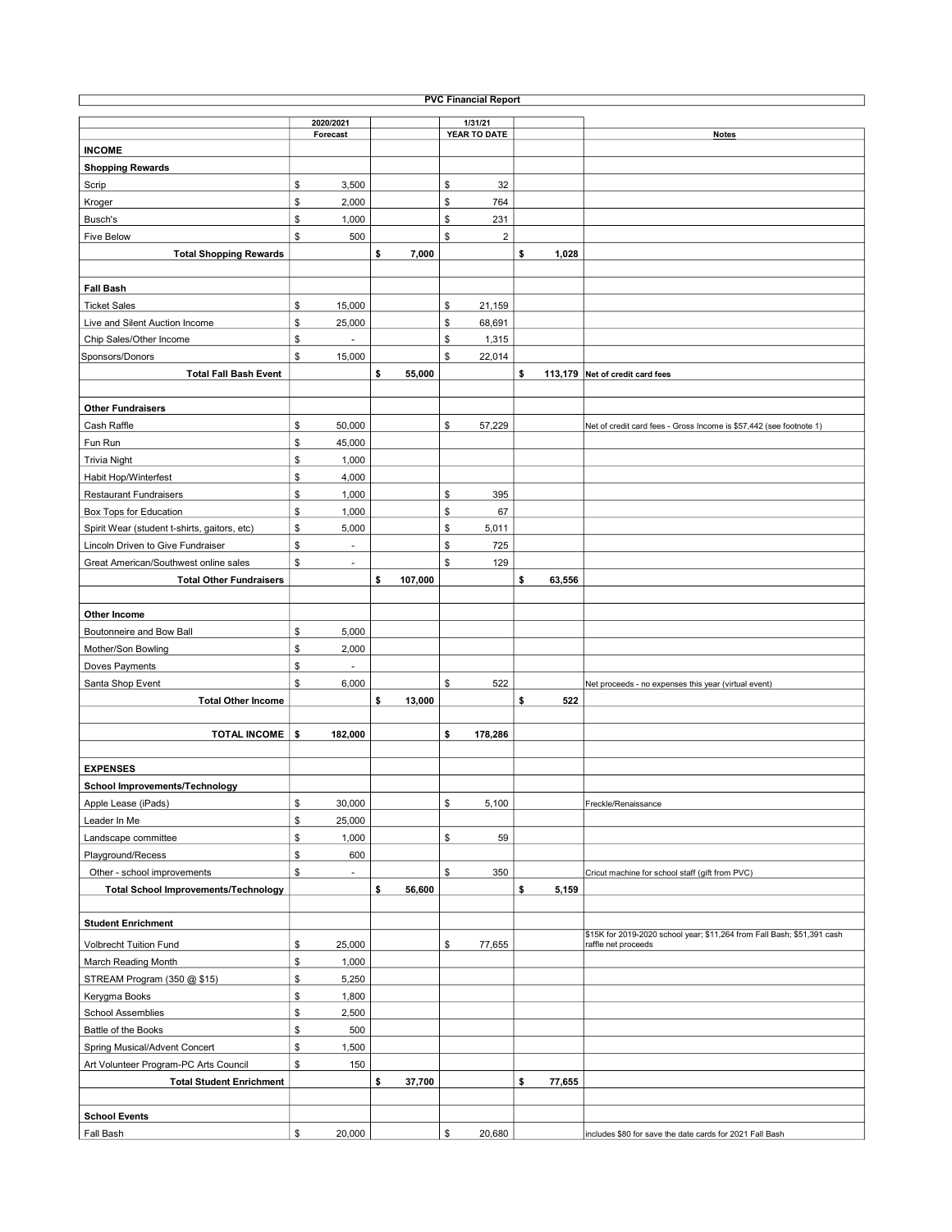# PVC Financial Report

| | 2020/2021 Forecast | | 1/31/21 YEAR TO DATE | | Notes |
|---|---|---|---|---|---|
| **INCOME** | | | | | |
| **Shopping Rewards** | | | | | |
| Scrip | $ 3,500 | | $ 32 | | |
| Kroger | $ 2,000 | | $ 764 | | |
| Busch's | $ 1,000 | | $ 231 | | |
| Five Below | $ 500 | | $ 2 | | |
| **Total Shopping Rewards** | | **$ 7,000** | | **$ 1,028** | |
| | | | | | |
| **Fall Bash** | | | | | |
| Ticket Sales | $ 15,000 | | $ 21,159 | | |
| Live and Silent Auction Income | $ 25,000 | | $ 68,691 | | |
| Chip Sales/Other Income | $ - | | $ 1,315 | | |
| Sponsors/Donors | $ 15,000 | | $ 22,014 | | |
| **Total Fall Bash Event** | | **$ 55,000** | | **$ 113,179** | **Net of credit card fees** |
| | | | | | |
| **Other Fundraisers** | | | | | |
| Cash Raffle | $ 50,000 | | $ 57,229 | | Net of credit card fees - Gross Income is $57,442 (see footnote 1) |
| Fun Run | $ 45,000 | | | | |
| Trivia Night | $ 1,000 | | | | |
| Habit Hop/Winterfest | $ 4,000 | | | | |
| Restaurant Fundraisers | $ 1,000 | | $ 395 | | |
| Box Tops for Education | $ 1,000 | | $ 67 | | |
| Spirit Wear (student t-shirts, gaitors, etc) | $ 5,000 | | $ 5,011 | | |
| Lincoln Driven to Give Fundraiser | $ - | | $ 725 | | |
| Great American/Southwest online sales | $ - | | $ 129 | | |
| **Total Other Fundraisers** | | **$ 107,000** | | **$ 63,556** | |
| | | | | | |
| **Other Income** | | | | | |
| Boutonneire and Bow Ball | $ 5,000 | | | | |
| Mother/Son Bowling | $ 2,000 | | | | |
| Doves Payments | $ - | | | | |
| Santa Shop Event | $ 6,000 | | $ 522 | | Net proceeds - no expenses this year (virtual event) |
| **Total Other Income** | | **$ 13,000** | | **$ 522** | |
| | | | | | |
| **TOTAL INCOME** | **$ 182,000** | | **$ 178,286** | | |
| | | | | | |
| **EXPENSES** | | | | | |
| **School Improvements/Technology** | | | | | |
| Apple Lease (iPads) | $ 30,000 | | $ 5,100 | | Freckle/Renaissance |
| Leader In Me | $ 25,000 | | | | |
| Landscape committee | $ 1,000 | | $ 59 | | |
| Playground/Recess | $ 600 | | | | |
| Other - school improvements | $ - | | $ 350 | | Cricut machine for school staff (gift from PVC) |
| **Total School Improvements/Technology** | | **$ 56,600** | | **$ 5,159** | |
| | | | | | |
| **Student Enrichment** | | | | | |
| Volbrecht Tuition Fund | $ 25,000 | | $ 77,655 | | $15K for 2019-2020 school year; $11,264 from Fall Bash; $51,391 cash raffle net proceeds |
| March Reading Month | $ 1,000 | | | | |
| STREAM Program (350 @ $15) | $ 5,250 | | | | |
| Kerygma Books | $ 1,800 | | | | |
| School Assemblies | $ 2,500 | | | | |
| Battle of the Books | $ 500 | | | | |
| Spring Musical/Advent Concert | $ 1,500 | | | | |
| Art Volunteer Program-PC Arts Council | $ 150 | | | | |
| **Total Student Enrichment** | | **$ 37,700** | | **$ 77,655** | |
| | | | | | |
| **School Events** | | | | | |
| Fall Bash | $ 20,000 | | $ 20,680 | | includes $80 for save the date cards for 2021 Fall Bash |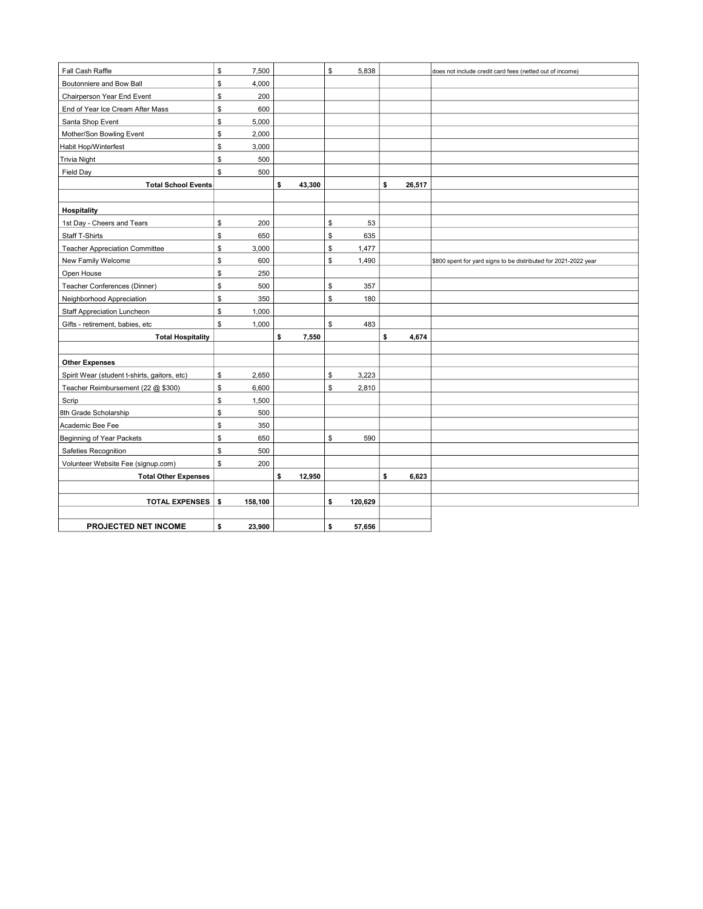| | | | | | |
|---|---|---|---|---|---|
| Fall Cash Raffle | $ 7,500 | | $ 5,838 | | does not include credit card fees (netted out of income) |
| Boutonniere and Bow Ball | $ 4,000 | | | | |
| Chairperson Year End Event | $ 200 | | | | |
| End of Year Ice Cream After Mass | $ 600 | | | | |
| Santa Shop Event | $ 5,000 | | | | |
| Mother/Son Bowling Event | $ 2,000 | | | | |
| Habit Hop/Winterfest | $ 3,000 | | | | |
| Trivia Night | $ 500 | | | | |
| Field Day | $ 500 | | | | |
| **Total School Events** | | **$ 43,300** | | **$ 26,517** | |
| | | | | | |
| **Hospitality** | | | | | |
| 1st Day - Cheers and Tears | $ 200 | | $ 53 | | |
| Staff T-Shirts | $ 650 | | $ 635 | | |
| Teacher Appreciation Committee | $ 3,000 | | $ 1,477 | | |
| New Family Welcome | $ 600 | | $ 1,490 | | $800 spent for yard signs to be distributed for 2021-2022 year |
| Open House | $ 250 | | | | |
| Teacher Conferences (Dinner) | $ 500 | | $ 357 | | |
| Neighborhood Appreciation | $ 350 | | $ 180 | | |
| Staff Appreciation Luncheon | $ 1,000 | | | | |
| Gifts - retirement, babies, etc | $ 1,000 | | $ 483 | | |
| **Total Hospitality** | | **$ 7,550** | | **$ 4,674** | |
| | | | | | |
| **Other Expenses** | | | | | |
| Spirit Wear (student t-shirts, gaitors, etc) | $ 2,650 | | $ 3,223 | | |
| Teacher Reimbursement (22 @ $300) | $ 6,600 | | $ 2,810 | | |
| Scrip | $ 1,500 | | | | |
| 8th Grade Scholarship | $ 500 | | | | |
| Academic Bee Fee | $ 350 | | | | |
| Beginning of Year Packets | $ 650 | | $ 590 | | |
| Safeties Recognition | $ 500 | | | | |
| Volunteer Website Fee (signup.com) | $ 200 | | | | |
| **Total Other Expenses** | | **$ 12,950** | | **$ 6,623** | |
| | | | | | |
| **TOTAL EXPENSES** | **$ 158,100** | | **$ 120,629** | | |
| | | | | | |
| **PROJECTED NET INCOME** | **$ 23,900** | | **$ 57,656** | | |